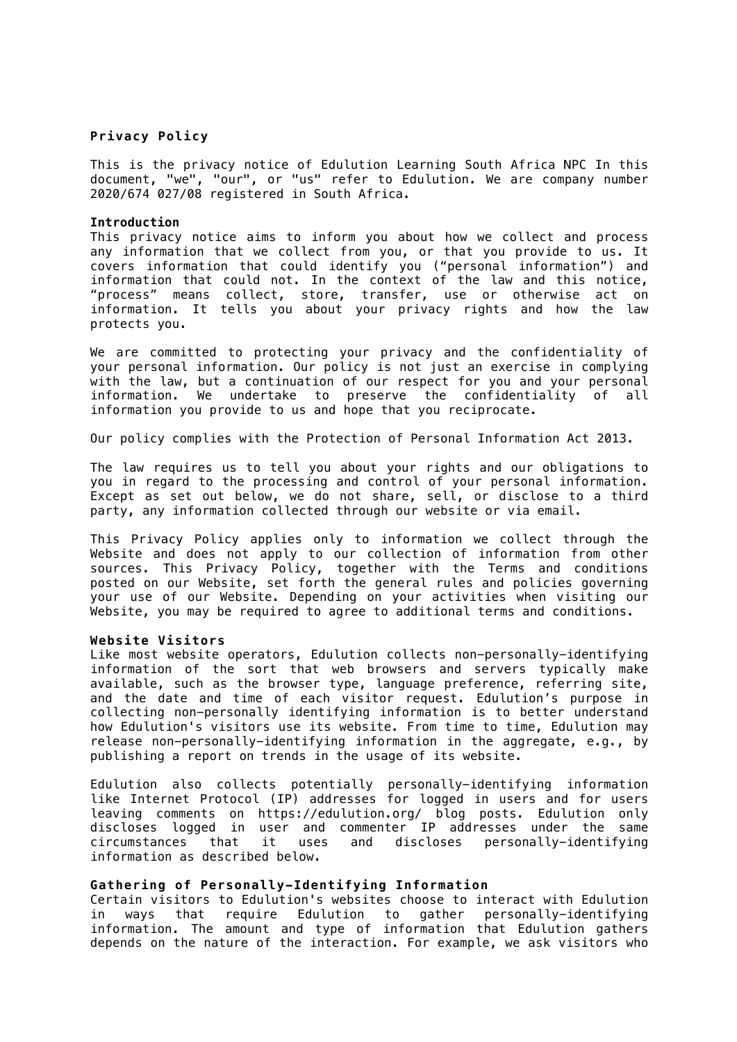## Privacy Policy

This is the privacy notice of Edulution Learning South Africa NPC In this document, "we", "our", or "us" refer to Edulution. We are company number 2020/674 027/08 registered in South Africa.

### Introduction

This privacy notice aims to inform you about how we collect and process any information that we collect from you, or that you provide to us. It covers information that could identify you (“personal information”) and information that could not. In the context of the law and this notice, “process” means collect, store, transfer, use or otherwise act on information. It tells you about your privacy rights and how the law protects you.

We are committed to protecting your privacy and the confidentiality of your personal information. Our policy is not just an exercise in complying with the law, but a continuation of our respect for you and your personal information. We undertake to preserve the confidentiality of all information you provide to us and hope that you reciprocate.

Our policy complies with the Protection of Personal Information Act 2013.

The law requires us to tell you about your rights and our obligations to you in regard to the processing and control of your personal information. Except as set out below, we do not share, sell, or disclose to a third party, any information collected through our website or via email.

This Privacy Policy applies only to information we collect through the Website and does not apply to our collection of information from other sources. This Privacy Policy, together with the Terms and conditions posted on our Website, set forth the general rules and policies governing your use of our Website. Depending on your activities when visiting our Website, you may be required to agree to additional terms and conditions.

### Website Visitors

Like most website operators, Edulution collects non-personally-identifying information of the sort that web browsers and servers typically make available, such as the browser type, language preference, referring site, and the date and time of each visitor request. Edulution’s purpose in collecting non-personally identifying information is to better understand how Edulution's visitors use its website. From time to time, Edulution may release non-personally-identifying information in the aggregate, e.g., by publishing a report on trends in the usage of its website.

Edulution also collects potentially personally-identifying information like Internet Protocol (IP) addresses for logged in users and for users leaving comments on https://edulution.org/ blog posts. Edulution only discloses logged in user and commenter IP addresses under the same circumstances that it uses and discloses personally-identifying information as described below.

### Gathering of Personally-Identifying Information

Certain visitors to Edulution's websites choose to interact with Edulution in ways that require Edulution to gather personally-identifying information. The amount and type of information that Edulution gathers depends on the nature of the interaction. For example, we ask visitors who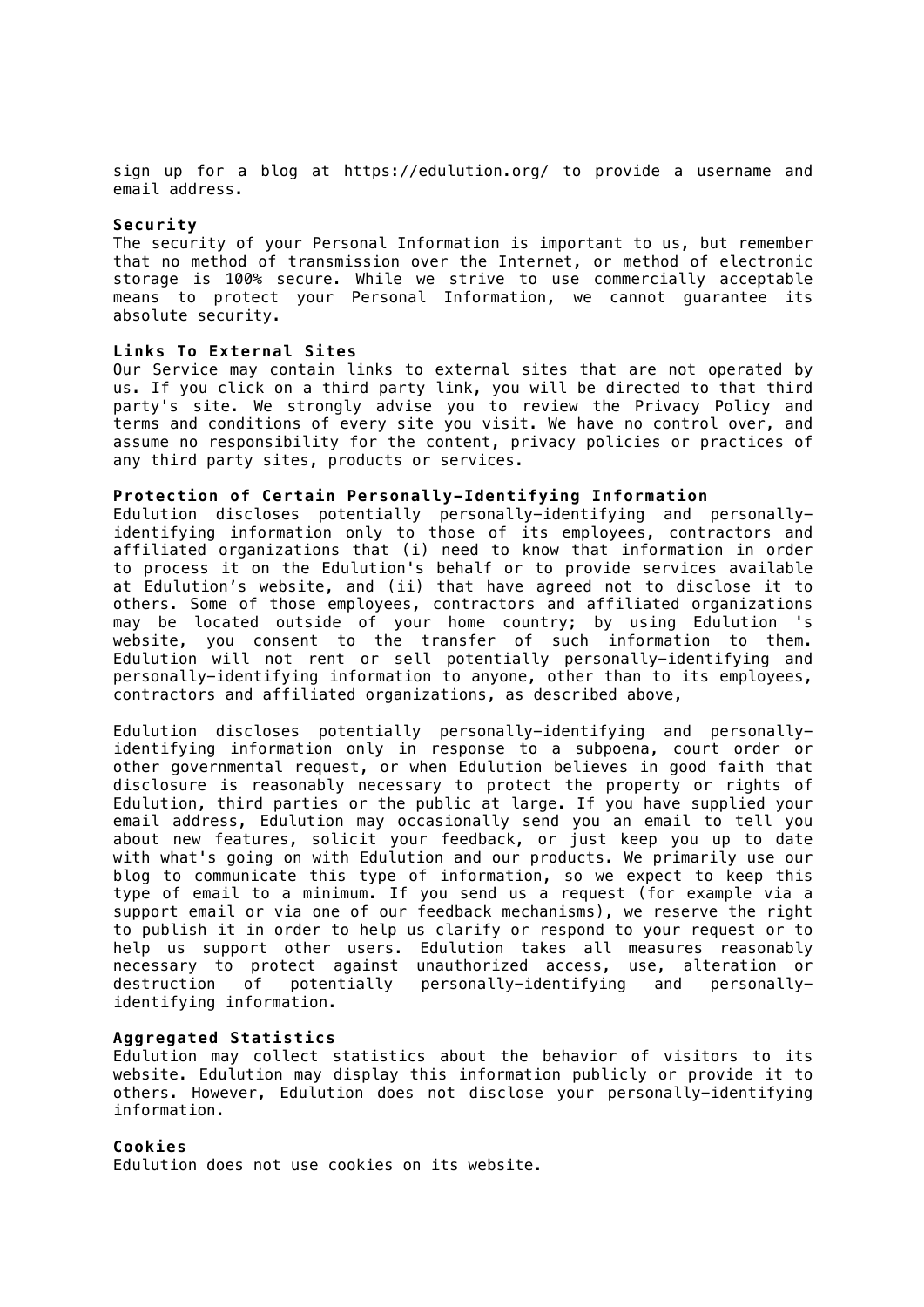sign up for a blog at https://edulution.org/ to provide a username and email address.

**Security**

The security of your Personal Information is important to us, but remember that no method of transmission over the Internet, or method of electronic storage is 100% secure. While we strive to use commercially acceptable means to protect your Personal Information, we cannot guarantee its absolute security.

**Links To External Sites**

Our Service may contain links to external sites that are not operated by us. If you click on a third party link, you will be directed to that third party's site. We strongly advise you to review the Privacy Policy and terms and conditions of every site you visit. We have no control over, and assume no responsibility for the content, privacy policies or practices of any third party sites, products or services.

**Protection of Certain Personally-Identifying Information**

Edulution discloses potentially personally-identifying and personally-identifying information only to those of its employees, contractors and affiliated organizations that (i) need to know that information in order to process it on the Edulution's behalf or to provide services available at Edulution’s website, and (ii) that have agreed not to disclose it to others. Some of those employees, contractors and affiliated organizations may be located outside of your home country; by using Edulution 's website, you consent to the transfer of such information to them. Edulution will not rent or sell potentially personally-identifying and personally-identifying information to anyone, other than to its employees, contractors and affiliated organizations, as described above,

Edulution discloses potentially personally-identifying and personally-identifying information only in response to a subpoena, court order or other governmental request, or when Edulution believes in good faith that disclosure is reasonably necessary to protect the property or rights of Edulution, third parties or the public at large. If you have supplied your email address, Edulution may occasionally send you an email to tell you about new features, solicit your feedback, or just keep you up to date with what's going on with Edulution and our products. We primarily use our blog to communicate this type of information, so we expect to keep this type of email to a minimum. If you send us a request (for example via a support email or via one of our feedback mechanisms), we reserve the right to publish it in order to help us clarify or respond to your request or to help us support other users. Edulution takes all measures reasonably necessary to protect against unauthorized access, use, alteration or destruction of potentially personally-identifying and personally-identifying information.

**Aggregated Statistics**

Edulution may collect statistics about the behavior of visitors to its website. Edulution may display this information publicly or provide it to others. However, Edulution does not disclose your personally-identifying information.

**Cookies**

Edulution does not use cookies on its website.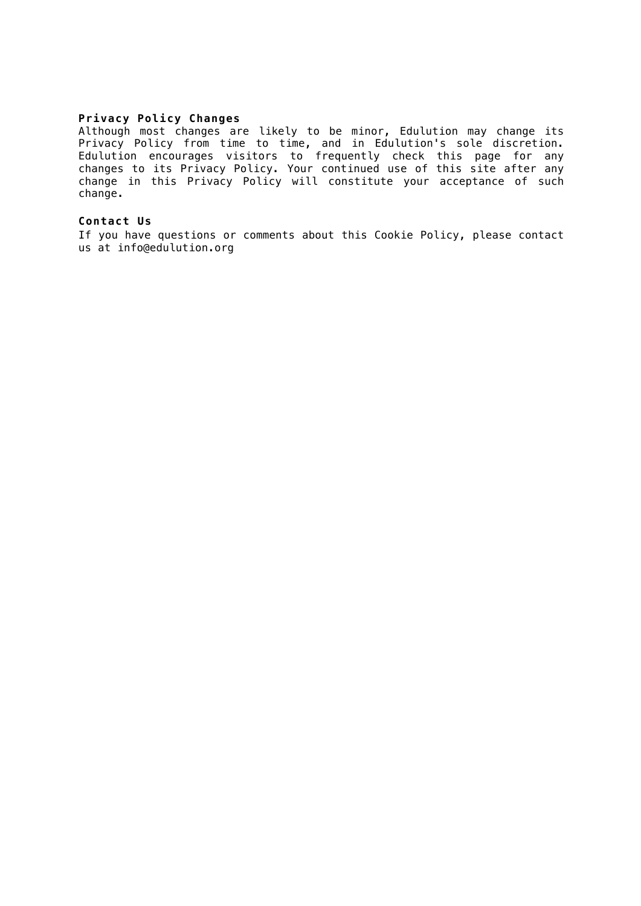**Privacy Policy Changes**

Although most changes are likely to be minor, Edulution may change its Privacy Policy from time to time, and in Edulution's sole discretion. Edulution encourages visitors to frequently check this page for any changes to its Privacy Policy. Your continued use of this site after any change in this Privacy Policy will constitute your acceptance of such change.

**Contact Us**

If you have questions or comments about this Cookie Policy, please contact us at info@edulution.org